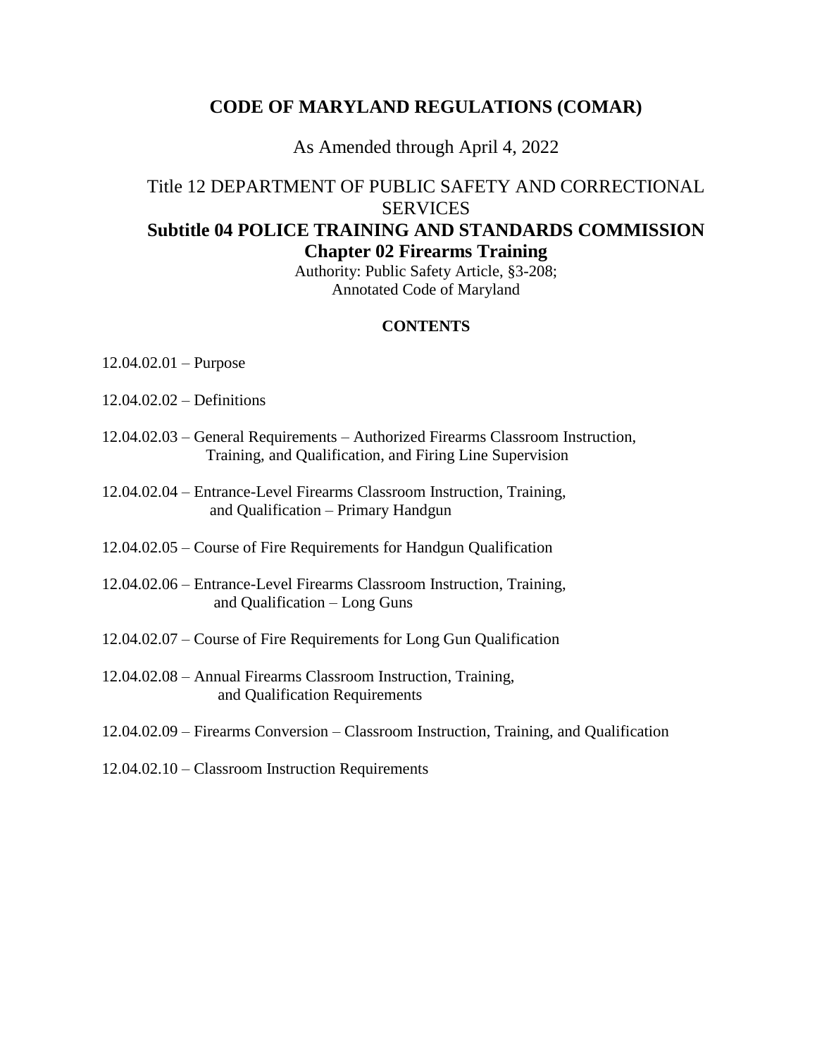# CODE OF MARYLAND REGULATIONS (COMAR)

As Amended through April 4, 2022

Title 12 DEPARTMENT OF PUBLIC SAFETY AND CORRECTIONAL SERVICES

## Subtitle 04 POLICE TRAINING AND STANDARDS COMMISSION

## Chapter 02 Firearms Training

Authority: Public Safety Article, §3-208;
Annotated Code of Maryland

**CONTENTS**

12.04.02.01 – Purpose

12.04.02.02 – Definitions

12.04.02.03 – General Requirements – Authorized Firearms Classroom Instruction, Training, and Qualification, and Firing Line Supervision

12.04.02.04 – Entrance-Level Firearms Classroom Instruction, Training, and Qualification – Primary Handgun

12.04.02.05 – Course of Fire Requirements for Handgun Qualification

12.04.02.06 – Entrance-Level Firearms Classroom Instruction, Training, and Qualification – Long Guns

12.04.02.07 – Course of Fire Requirements for Long Gun Qualification

12.04.02.08 – Annual Firearms Classroom Instruction, Training, and Qualification Requirements

12.04.02.09 – Firearms Conversion – Classroom Instruction, Training, and Qualification

12.04.02.10 – Classroom Instruction Requirements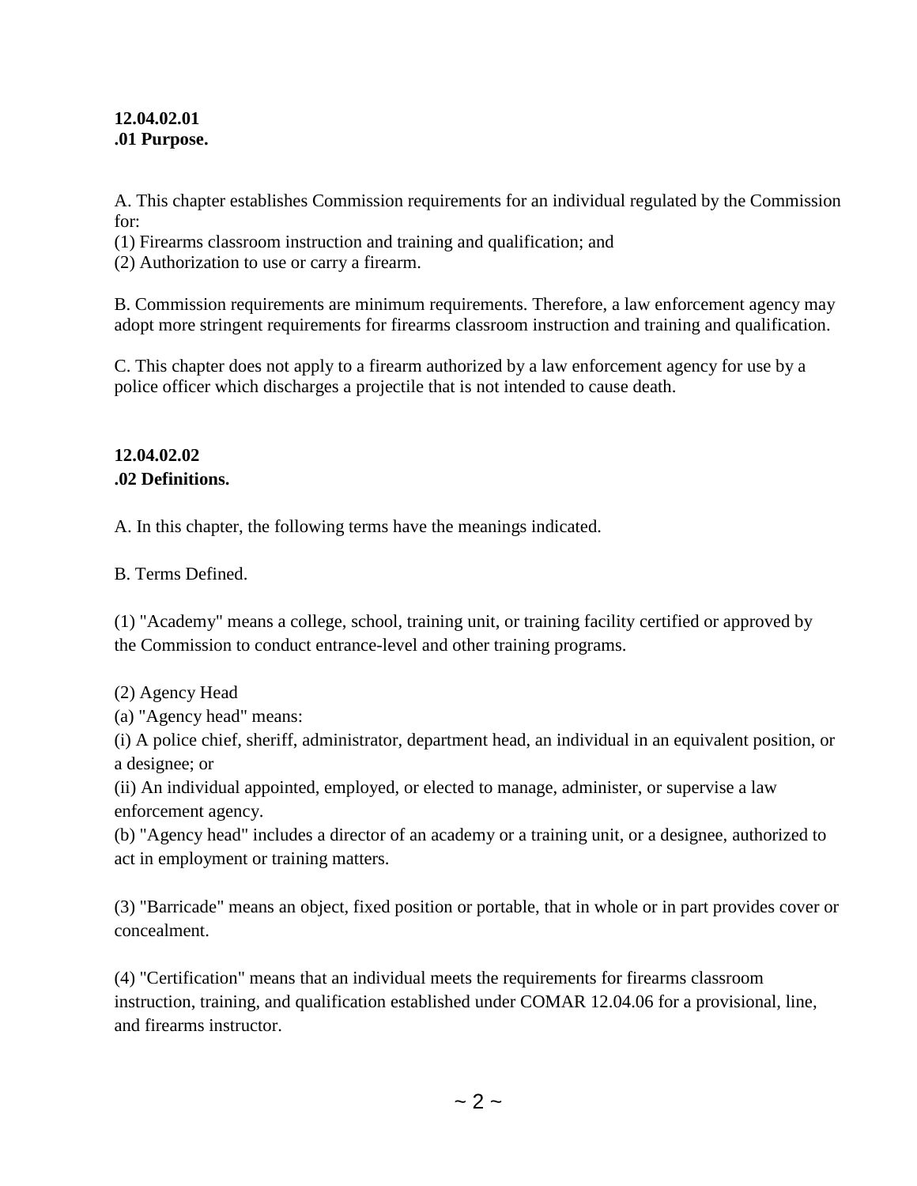**12.04.02.01**
**.01 Purpose.**

A. This chapter establishes Commission requirements for an individual regulated by the Commission for:
(1) Firearms classroom instruction and training and qualification; and
(2) Authorization to use or carry a firearm.

B. Commission requirements are minimum requirements. Therefore, a law enforcement agency may adopt more stringent requirements for firearms classroom instruction and training and qualification.

C. This chapter does not apply to a firearm authorized by a law enforcement agency for use by a police officer which discharges a projectile that is not intended to cause death.

**12.04.02.02**
**.02 Definitions.**

A. In this chapter, the following terms have the meanings indicated.

B. Terms Defined.

(1) "Academy" means a college, school, training unit, or training facility certified or approved by the Commission to conduct entrance-level and other training programs.

(2) Agency Head
(a) "Agency head" means:
(i) A police chief, sheriff, administrator, department head, an individual in an equivalent position, or a designee; or
(ii) An individual appointed, employed, or elected to manage, administer, or supervise a law enforcement agency.
(b) "Agency head" includes a director of an academy or a training unit, or a designee, authorized to act in employment or training matters.

(3) "Barricade" means an object, fixed position or portable, that in whole or in part provides cover or concealment.

(4) "Certification" means that an individual meets the requirements for firearms classroom instruction, training, and qualification established under COMAR 12.04.06 for a provisional, line, and firearms instructor.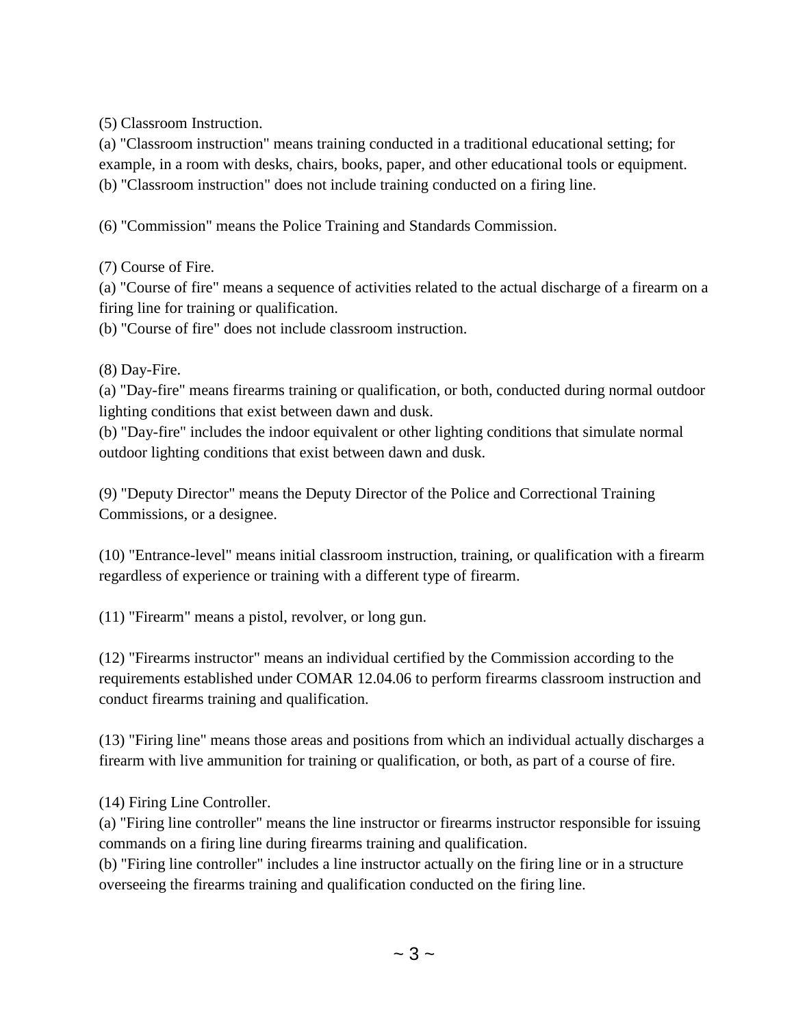(5) Classroom Instruction.
(a) "Classroom instruction" means training conducted in a traditional educational setting; for example, in a room with desks, chairs, books, paper, and other educational tools or equipment.
(b) "Classroom instruction" does not include training conducted on a firing line.

(6) "Commission" means the Police Training and Standards Commission.

(7) Course of Fire.
(a) "Course of fire" means a sequence of activities related to the actual discharge of a firearm on a firing line for training or qualification.
(b) "Course of fire" does not include classroom instruction.

(8) Day-Fire.
(a) "Day-fire" means firearms training or qualification, or both, conducted during normal outdoor lighting conditions that exist between dawn and dusk.
(b) "Day-fire" includes the indoor equivalent or other lighting conditions that simulate normal outdoor lighting conditions that exist between dawn and dusk.

(9) "Deputy Director" means the Deputy Director of the Police and Correctional Training Commissions, or a designee.

(10) "Entrance-level" means initial classroom instruction, training, or qualification with a firearm regardless of experience or training with a different type of firearm.

(11) "Firearm" means a pistol, revolver, or long gun.

(12) "Firearms instructor" means an individual certified by the Commission according to the requirements established under COMAR 12.04.06 to perform firearms classroom instruction and conduct firearms training and qualification.

(13) "Firing line" means those areas and positions from which an individual actually discharges a firearm with live ammunition for training or qualification, or both, as part of a course of fire.

(14) Firing Line Controller.
(a) "Firing line controller" means the line instructor or firearms instructor responsible for issuing commands on a firing line during firearms training and qualification.
(b) "Firing line controller" includes a line instructor actually on the firing line or in a structure overseeing the firearms training and qualification conducted on the firing line.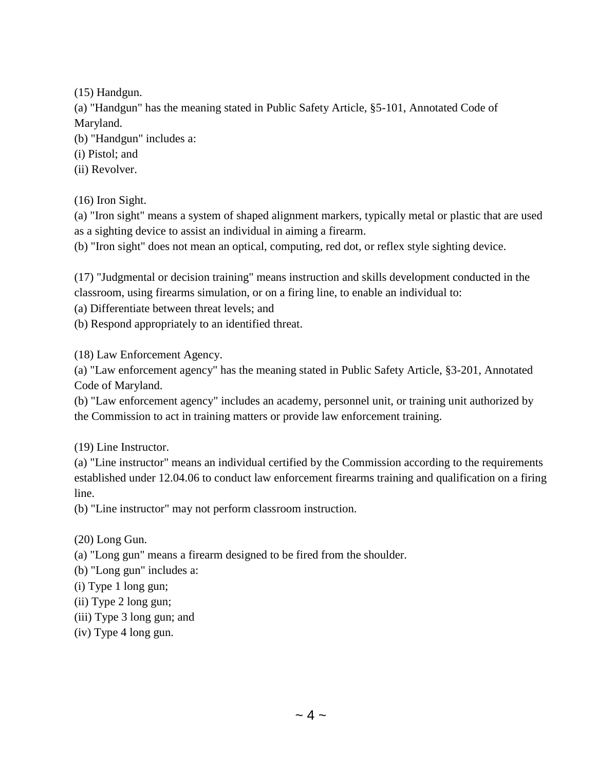(15) Handgun.

(a) "Handgun" has the meaning stated in Public Safety Article, §5-101, Annotated Code of Maryland.

(b) "Handgun" includes a:

(i) Pistol; and

(ii) Revolver.

(16) Iron Sight.

(a) "Iron sight" means a system of shaped alignment markers, typically metal or plastic that are used as a sighting device to assist an individual in aiming a firearm.

(b) "Iron sight" does not mean an optical, computing, red dot, or reflex style sighting device.

(17) "Judgmental or decision training" means instruction and skills development conducted in the classroom, using firearms simulation, or on a firing line, to enable an individual to:

(a) Differentiate between threat levels; and

(b) Respond appropriately to an identified threat.

(18) Law Enforcement Agency.

(a) "Law enforcement agency" has the meaning stated in Public Safety Article, §3-201, Annotated Code of Maryland.

(b) "Law enforcement agency" includes an academy, personnel unit, or training unit authorized by the Commission to act in training matters or provide law enforcement training.

(19) Line Instructor.

(a) "Line instructor" means an individual certified by the Commission according to the requirements established under 12.04.06 to conduct law enforcement firearms training and qualification on a firing line.

(b) "Line instructor" may not perform classroom instruction.

(20) Long Gun.

(a) "Long gun" means a firearm designed to be fired from the shoulder.

(b) "Long gun" includes a:

(i) Type 1 long gun;

(ii) Type 2 long gun;

(iii) Type 3 long gun; and

(iv) Type 4 long gun.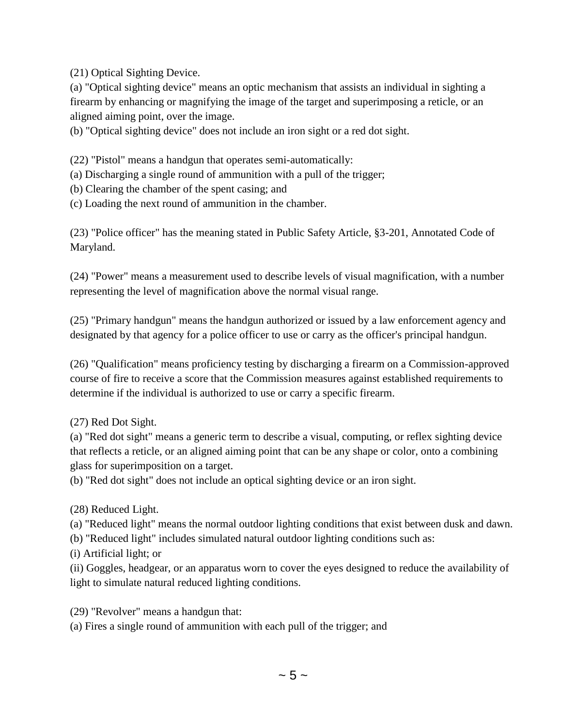(21) Optical Sighting Device.

(a) "Optical sighting device" means an optic mechanism that assists an individual in sighting a firearm by enhancing or magnifying the image of the target and superimposing a reticle, or an aligned aiming point, over the image.

(b) "Optical sighting device" does not include an iron sight or a red dot sight.

(22) "Pistol" means a handgun that operates semi-automatically:

(a) Discharging a single round of ammunition with a pull of the trigger;

(b) Clearing the chamber of the spent casing; and

(c) Loading the next round of ammunition in the chamber.

(23) "Police officer" has the meaning stated in Public Safety Article, §3-201, Annotated Code of Maryland.

(24) "Power" means a measurement used to describe levels of visual magnification, with a number representing the level of magnification above the normal visual range.

(25) "Primary handgun" means the handgun authorized or issued by a law enforcement agency and designated by that agency for a police officer to use or carry as the officer's principal handgun.

(26) "Qualification" means proficiency testing by discharging a firearm on a Commission-approved course of fire to receive a score that the Commission measures against established requirements to determine if the individual is authorized to use or carry a specific firearm.

(27) Red Dot Sight.

(a) "Red dot sight" means a generic term to describe a visual, computing, or reflex sighting device that reflects a reticle, or an aligned aiming point that can be any shape or color, onto a combining glass for superimposition on a target.

(b) "Red dot sight" does not include an optical sighting device or an iron sight.

(28) Reduced Light.

(a) "Reduced light" means the normal outdoor lighting conditions that exist between dusk and dawn.

(b) "Reduced light" includes simulated natural outdoor lighting conditions such as:

(i) Artificial light; or

(ii) Goggles, headgear, or an apparatus worn to cover the eyes designed to reduce the availability of light to simulate natural reduced lighting conditions.

(29) "Revolver" means a handgun that:

(a) Fires a single round of ammunition with each pull of the trigger; and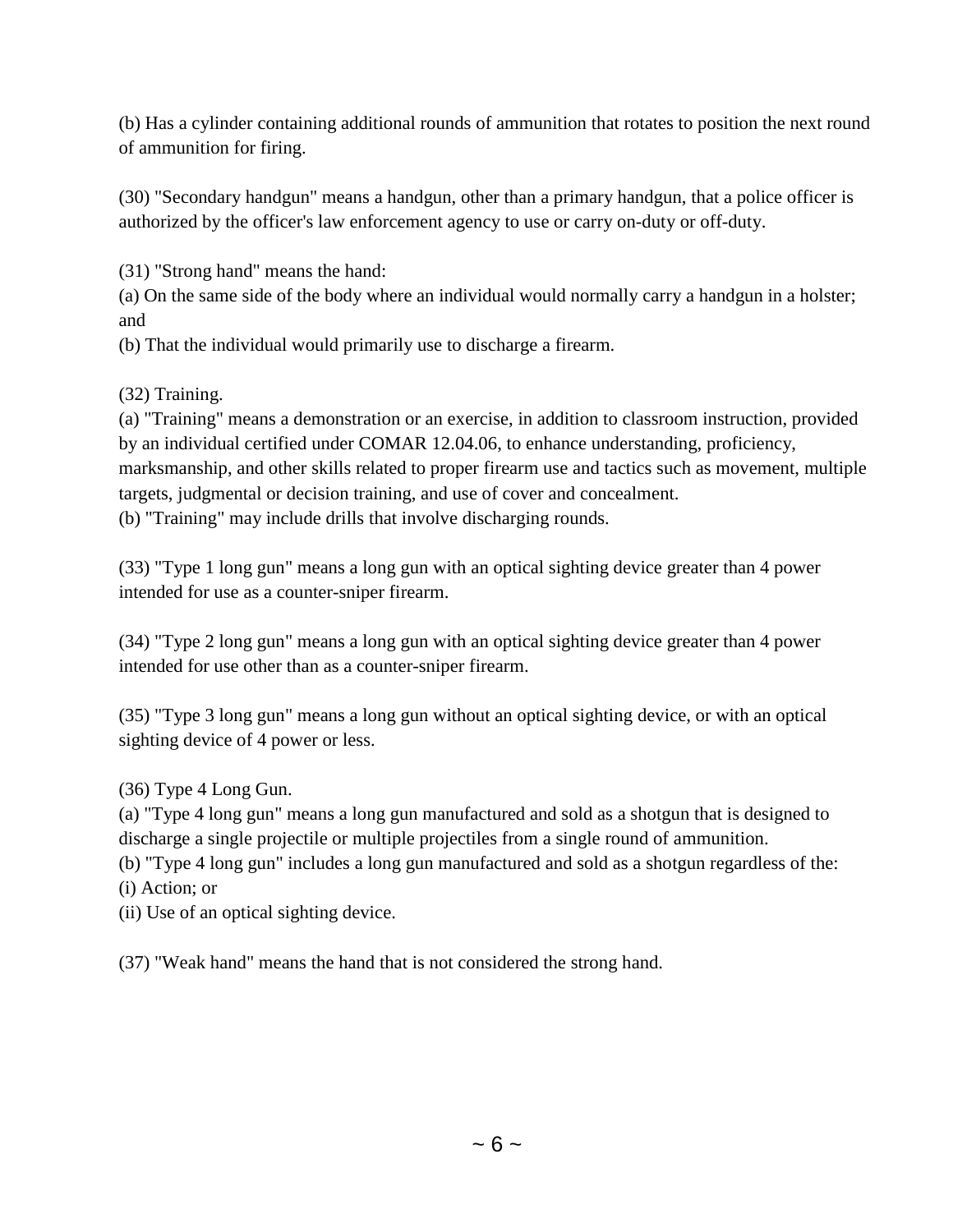(b) Has a cylinder containing additional rounds of ammunition that rotates to position the next round of ammunition for firing.

(30) "Secondary handgun" means a handgun, other than a primary handgun, that a police officer is authorized by the officer's law enforcement agency to use or carry on-duty or off-duty.

(31) "Strong hand" means the hand:
(a) On the same side of the body where an individual would normally carry a handgun in a holster; and
(b) That the individual would primarily use to discharge a firearm.

(32) Training.
(a) "Training" means a demonstration or an exercise, in addition to classroom instruction, provided by an individual certified under COMAR 12.04.06, to enhance understanding, proficiency, marksmanship, and other skills related to proper firearm use and tactics such as movement, multiple targets, judgmental or decision training, and use of cover and concealment.
(b) "Training" may include drills that involve discharging rounds.

(33) "Type 1 long gun" means a long gun with an optical sighting device greater than 4 power intended for use as a counter-sniper firearm.

(34) "Type 2 long gun" means a long gun with an optical sighting device greater than 4 power intended for use other than as a counter-sniper firearm.

(35) "Type 3 long gun" means a long gun without an optical sighting device, or with an optical sighting device of 4 power or less.

(36) Type 4 Long Gun.
(a) "Type 4 long gun" means a long gun manufactured and sold as a shotgun that is designed to discharge a single projectile or multiple projectiles from a single round of ammunition.
(b) "Type 4 long gun" includes a long gun manufactured and sold as a shotgun regardless of the:
(i) Action; or
(ii) Use of an optical sighting device.

(37) "Weak hand" means the hand that is not considered the strong hand.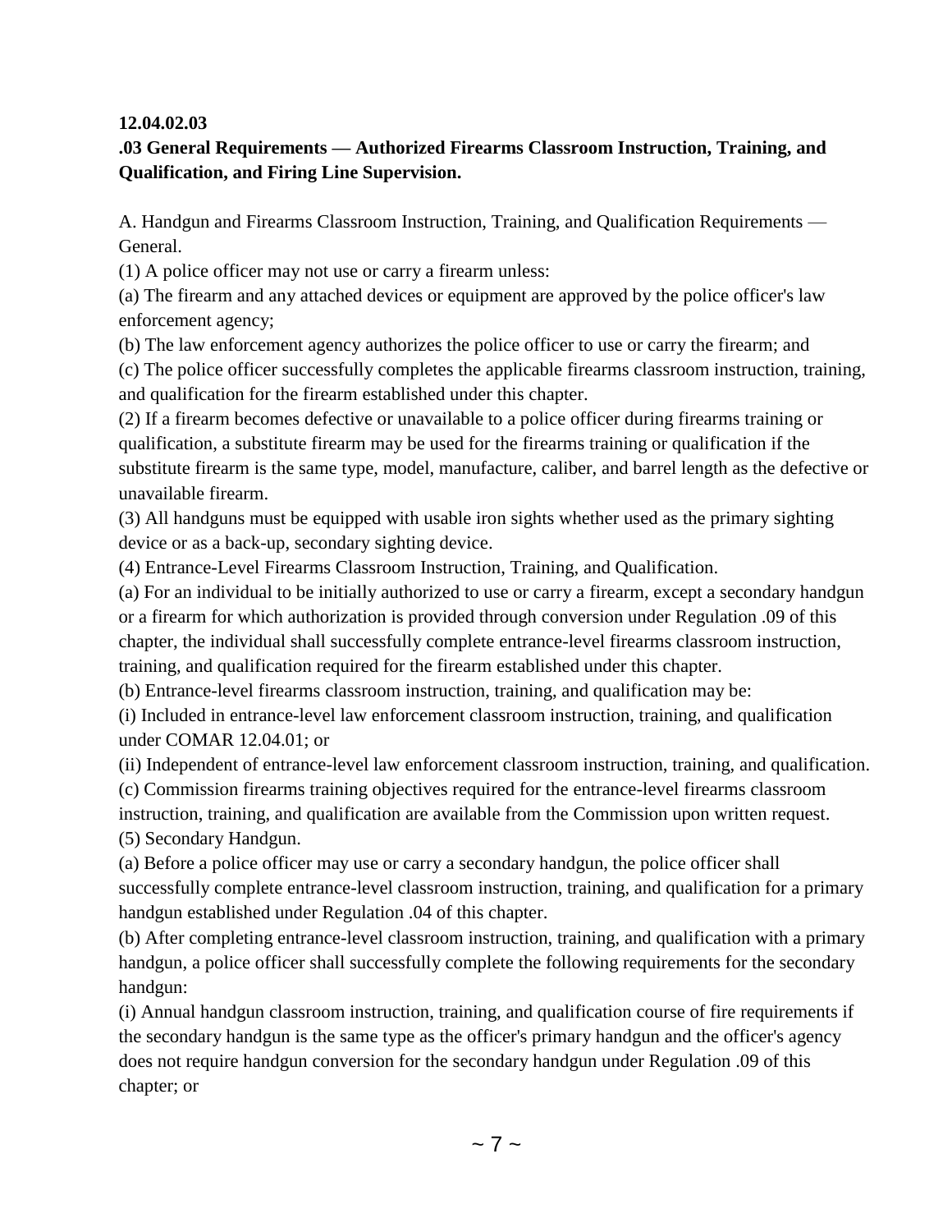**12.04.02.03**

**.03 General Requirements — Authorized Firearms Classroom Instruction, Training, and Qualification, and Firing Line Supervision.**

A. Handgun and Firearms Classroom Instruction, Training, and Qualification Requirements — General.

(1) A police officer may not use or carry a firearm unless:

(a) The firearm and any attached devices or equipment are approved by the police officer's law enforcement agency;

(b) The law enforcement agency authorizes the police officer to use or carry the firearm; and

(c) The police officer successfully completes the applicable firearms classroom instruction, training, and qualification for the firearm established under this chapter.

(2) If a firearm becomes defective or unavailable to a police officer during firearms training or qualification, a substitute firearm may be used for the firearms training or qualification if the substitute firearm is the same type, model, manufacture, caliber, and barrel length as the defective or unavailable firearm.

(3) All handguns must be equipped with usable iron sights whether used as the primary sighting device or as a back-up, secondary sighting device.

(4) Entrance-Level Firearms Classroom Instruction, Training, and Qualification.

(a) For an individual to be initially authorized to use or carry a firearm, except a secondary handgun or a firearm for which authorization is provided through conversion under Regulation .09 of this chapter, the individual shall successfully complete entrance-level firearms classroom instruction, training, and qualification required for the firearm established under this chapter.

(b) Entrance-level firearms classroom instruction, training, and qualification may be:

(i) Included in entrance-level law enforcement classroom instruction, training, and qualification under COMAR 12.04.01; or

(ii) Independent of entrance-level law enforcement classroom instruction, training, and qualification.

(c) Commission firearms training objectives required for the entrance-level firearms classroom instruction, training, and qualification are available from the Commission upon written request.

(5) Secondary Handgun.

(a) Before a police officer may use or carry a secondary handgun, the police officer shall successfully complete entrance-level classroom instruction, training, and qualification for a primary handgun established under Regulation .04 of this chapter.

(b) After completing entrance-level classroom instruction, training, and qualification with a primary handgun, a police officer shall successfully complete the following requirements for the secondary handgun:

(i) Annual handgun classroom instruction, training, and qualification course of fire requirements if the secondary handgun is the same type as the officer's primary handgun and the officer's agency does not require handgun conversion for the secondary handgun under Regulation .09 of this chapter; or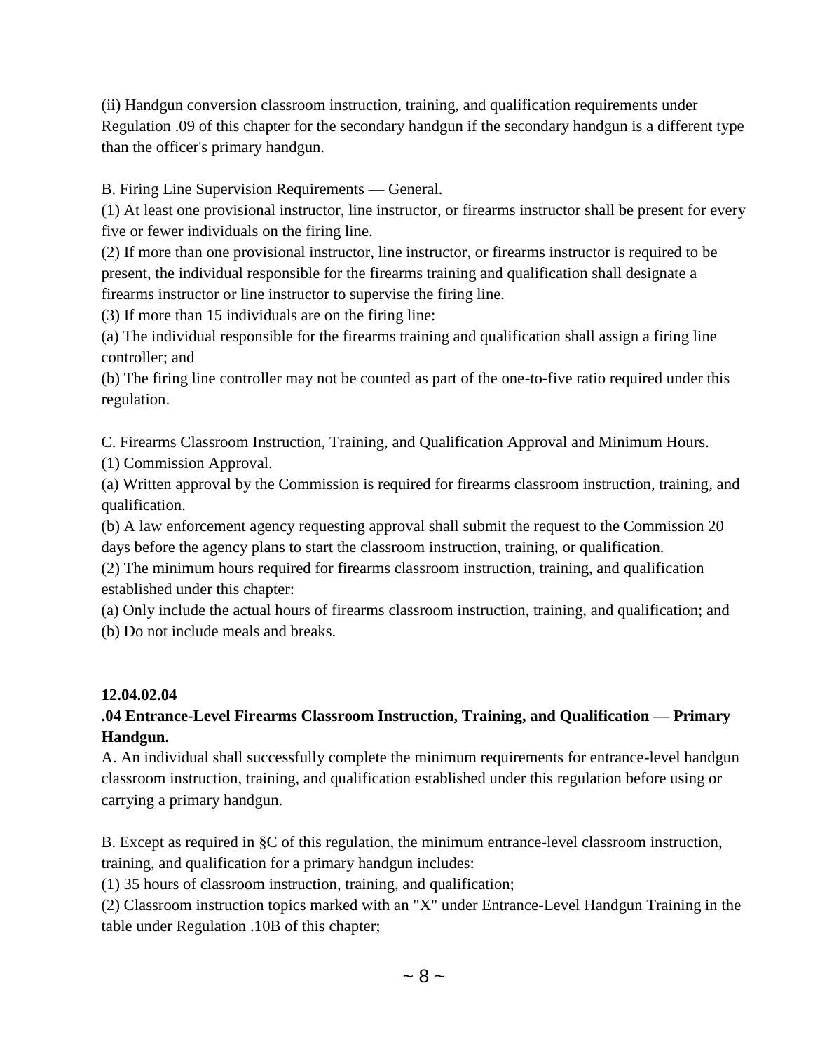(ii) Handgun conversion classroom instruction, training, and qualification requirements under Regulation .09 of this chapter for the secondary handgun if the secondary handgun is a different type than the officer's primary handgun.

B. Firing Line Supervision Requirements — General.

(1) At least one provisional instructor, line instructor, or firearms instructor shall be present for every five or fewer individuals on the firing line.

(2) If more than one provisional instructor, line instructor, or firearms instructor is required to be present, the individual responsible for the firearms training and qualification shall designate a firearms instructor or line instructor to supervise the firing line.

(3) If more than 15 individuals are on the firing line:

(a) The individual responsible for the firearms training and qualification shall assign a firing line controller; and

(b) The firing line controller may not be counted as part of the one-to-five ratio required under this regulation.

C. Firearms Classroom Instruction, Training, and Qualification Approval and Minimum Hours.

(1) Commission Approval.

(a) Written approval by the Commission is required for firearms classroom instruction, training, and qualification.

(b) A law enforcement agency requesting approval shall submit the request to the Commission 20 days before the agency plans to start the classroom instruction, training, or qualification.

(2) The minimum hours required for firearms classroom instruction, training, and qualification established under this chapter:

(a) Only include the actual hours of firearms classroom instruction, training, and qualification; and

(b) Do not include meals and breaks.

**12.04.02.04**

**.04 Entrance-Level Firearms Classroom Instruction, Training, and Qualification — Primary Handgun.**

A. An individual shall successfully complete the minimum requirements for entrance-level handgun classroom instruction, training, and qualification established under this regulation before using or carrying a primary handgun.

B. Except as required in §C of this regulation, the minimum entrance-level classroom instruction, training, and qualification for a primary handgun includes:

(1) 35 hours of classroom instruction, training, and qualification;

(2) Classroom instruction topics marked with an "X" under Entrance-Level Handgun Training in the table under Regulation .10B of this chapter;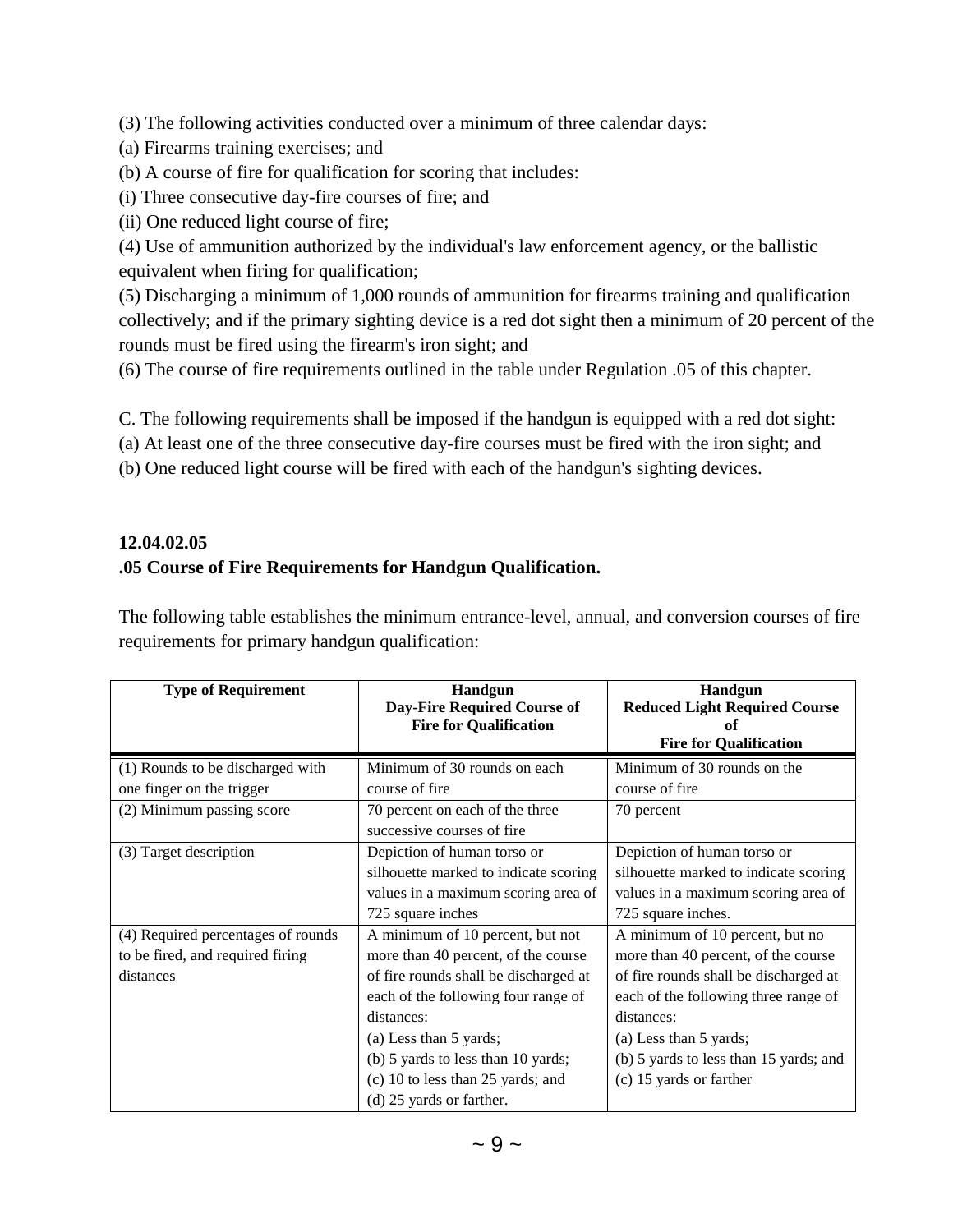(3) The following activities conducted over a minimum of three calendar days:

(a) Firearms training exercises; and

(b) A course of fire for qualification for scoring that includes:

(i) Three consecutive day-fire courses of fire; and

(ii) One reduced light course of fire;

(4) Use of ammunition authorized by the individual's law enforcement agency, or the ballistic equivalent when firing for qualification;

(5) Discharging a minimum of 1,000 rounds of ammunition for firearms training and qualification collectively; and if the primary sighting device is a red dot sight then a minimum of 20 percent of the rounds must be fired using the firearm's iron sight; and

(6) The course of fire requirements outlined in the table under Regulation .05 of this chapter.

C. The following requirements shall be imposed if the handgun is equipped with a red dot sight:

(a) At least one of the three consecutive day-fire courses must be fired with the iron sight; and

(b) One reduced light course will be fired with each of the handgun's sighting devices.

**12.04.02.05**

**.05 Course of Fire Requirements for Handgun Qualification.**

The following table establishes the minimum entrance-level, annual, and conversion courses of fire requirements for primary handgun qualification:

| Type of Requirement | Handgun Day-Fire Required Course of Fire for Qualification | Handgun Reduced Light Required Course of Fire for Qualification |
|---|---|---|
| (1) Rounds to be discharged with one finger on the trigger | Minimum of 30 rounds on each course of fire | Minimum of 30 rounds on the course of fire |
| (2) Minimum passing score | 70 percent on each of the three successive courses of fire | 70 percent |
| (3) Target description | Depiction of human torso or silhouette marked to indicate scoring values in a maximum scoring area of 725 square inches | Depiction of human torso or silhouette marked to indicate scoring values in a maximum scoring area of 725 square inches. |
| (4) Required percentages of rounds to be fired, and required firing distances | A minimum of 10 percent, but not more than 40 percent, of the course of fire rounds shall be discharged at each of the following four range of distances: (a) Less than 5 yards; (b) 5 yards to less than 10 yards; (c) 10 to less than 25 yards; and (d) 25 yards or farther. | A minimum of 10 percent, but no more than 40 percent, of the course of fire rounds shall be discharged at each of the following three range of distances: (a) Less than 5 yards; (b) 5 yards to less than 15 yards; and (c) 15 yards or farther |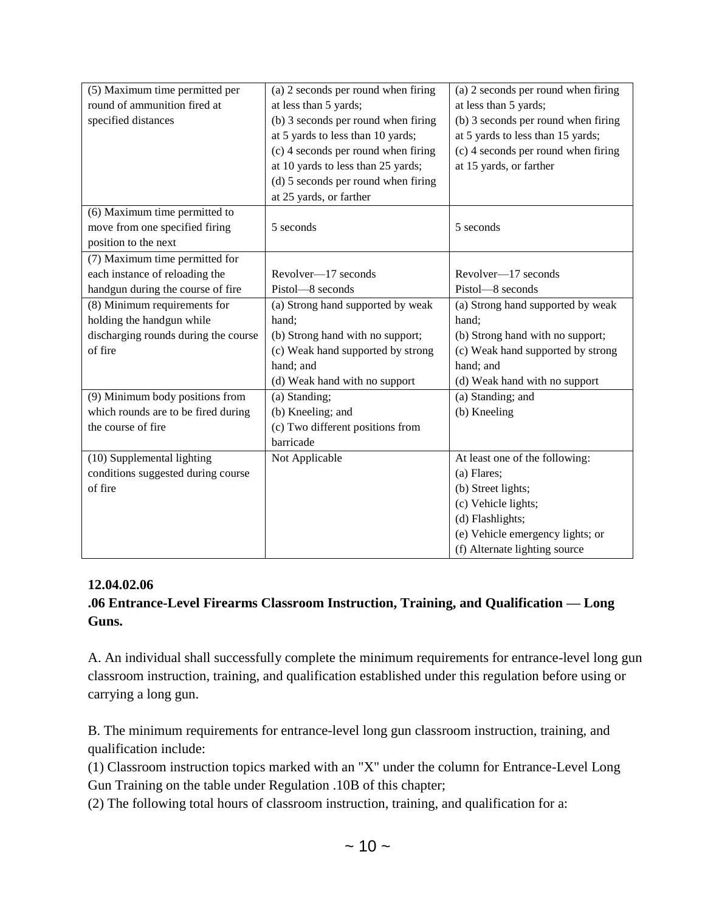| (5) Maximum time permitted per round of ammunition fired at specified distances | (a) 2 seconds per round when firing at less than 5 yards;<br>(b) 3 seconds per round when firing at 5 yards to less than 10 yards;<br>(c) 4 seconds per round when firing at 10 yards to less than 25 yards;<br>(d) 5 seconds per round when firing at 25 yards, or farther | (a) 2 seconds per round when firing at less than 5 yards;<br>(b) 3 seconds per round when firing at 5 yards to less than 15 yards;<br>(c) 4 seconds per round when firing at 15 yards, or farther |
|---|---|---|
| (6) Maximum time permitted to move from one specified firing position to the next | 5 seconds | 5 seconds |
| (7) Maximum time permitted for each instance of reloading the handgun during the course of fire | Revolver—17 seconds<br>Pistol—8 seconds | Revolver—17 seconds<br>Pistol—8 seconds |
| (8) Minimum requirements for holding the handgun while discharging rounds during the course of fire | (a) Strong hand supported by weak hand;<br>(b) Strong hand with no support;<br>(c) Weak hand supported by strong hand; and<br>(d) Weak hand with no support | (a) Strong hand supported by weak hand;<br>(b) Strong hand with no support;<br>(c) Weak hand supported by strong hand; and<br>(d) Weak hand with no support |
| (9) Minimum body positions from which rounds are to be fired during the course of fire | (a) Standing;<br>(b) Kneeling; and<br>(c) Two different positions from barricade | (a) Standing; and<br>(b) Kneeling |
| (10) Supplemental lighting conditions suggested during course of fire | Not Applicable | At least one of the following:<br>(a) Flares;<br>(b) Street lights;<br>(c) Vehicle lights;<br>(d) Flashlights;<br>(e) Vehicle emergency lights; or<br>(f) Alternate lighting source |

**12.04.02.06**

**.06 Entrance-Level Firearms Classroom Instruction, Training, and Qualification — Long Guns.**

A. An individual shall successfully complete the minimum requirements for entrance-level long gun classroom instruction, training, and qualification established under this regulation before using or carrying a long gun.

B. The minimum requirements for entrance-level long gun classroom instruction, training, and qualification include:

(1) Classroom instruction topics marked with an "X" under the column for Entrance-Level Long Gun Training on the table under Regulation .10B of this chapter;

(2) The following total hours of classroom instruction, training, and qualification for a: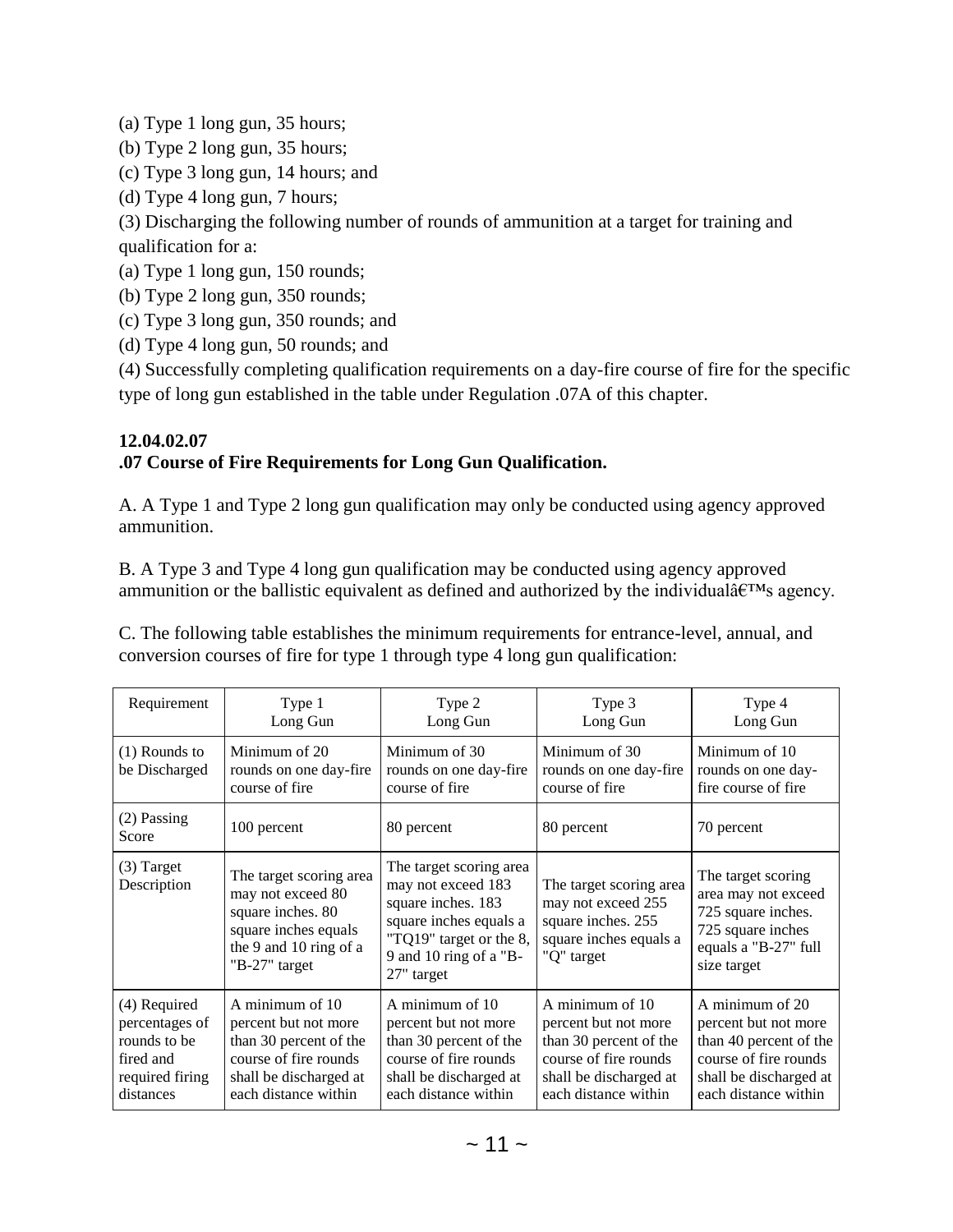(a) Type 1 long gun, 35 hours;

(b) Type 2 long gun, 35 hours;

(c) Type 3 long gun, 14 hours; and

(d) Type 4 long gun, 7 hours;

(3) Discharging the following number of rounds of ammunition at a target for training and qualification for a:

(a) Type 1 long gun, 150 rounds;

(b) Type 2 long gun, 350 rounds;

(c) Type 3 long gun, 350 rounds; and

(d) Type 4 long gun, 50 rounds; and

(4) Successfully completing qualification requirements on a day-fire course of fire for the specific type of long gun established in the table under Regulation .07A of this chapter.

**12.04.02.07**
**.07 Course of Fire Requirements for Long Gun Qualification.**

A. A Type 1 and Type 2 long gun qualification may only be conducted using agency approved ammunition.

B. A Type 3 and Type 4 long gun qualification may be conducted using agency approved ammunition or the ballistic equivalent as defined and authorized by the individualâ€™s agency.

C. The following table establishes the minimum requirements for entrance-level, annual, and conversion courses of fire for type 1 through type 4 long gun qualification:

| Requirement | Type 1 Long Gun | Type 2 Long Gun | Type 3 Long Gun | Type 4 Long Gun |
|---|---|---|---|---|
| (1) Rounds to be Discharged | Minimum of 20 rounds on one day-fire course of fire | Minimum of 30 rounds on one day-fire course of fire | Minimum of 30 rounds on one day-fire course of fire | Minimum of 10 rounds on one day-fire course of fire |
| (2) Passing Score | 100 percent | 80 percent | 80 percent | 70 percent |
| (3) Target Description | The target scoring area may not exceed 80 square inches. 80 square inches equals the 9 and 10 ring of a "B-27" target | The target scoring area may not exceed 183 square inches. 183 square inches equals a "TQ19" target or the 8, 9 and 10 ring of a "B-27" target | The target scoring area may not exceed 255 square inches. 255 square inches equals a "Q" target | The target scoring area may not exceed 725 square inches. 725 square inches equals a "B-27" full size target |
| (4) Required percentages of rounds to be fired and required firing distances | A minimum of 10 percent but not more than 30 percent of the course of fire rounds shall be discharged at each distance within | A minimum of 10 percent but not more than 30 percent of the course of fire rounds shall be discharged at each distance within | A minimum of 10 percent but not more than 30 percent of the course of fire rounds shall be discharged at each distance within | A minimum of 20 percent but not more than 40 percent of the course of fire rounds shall be discharged at each distance within |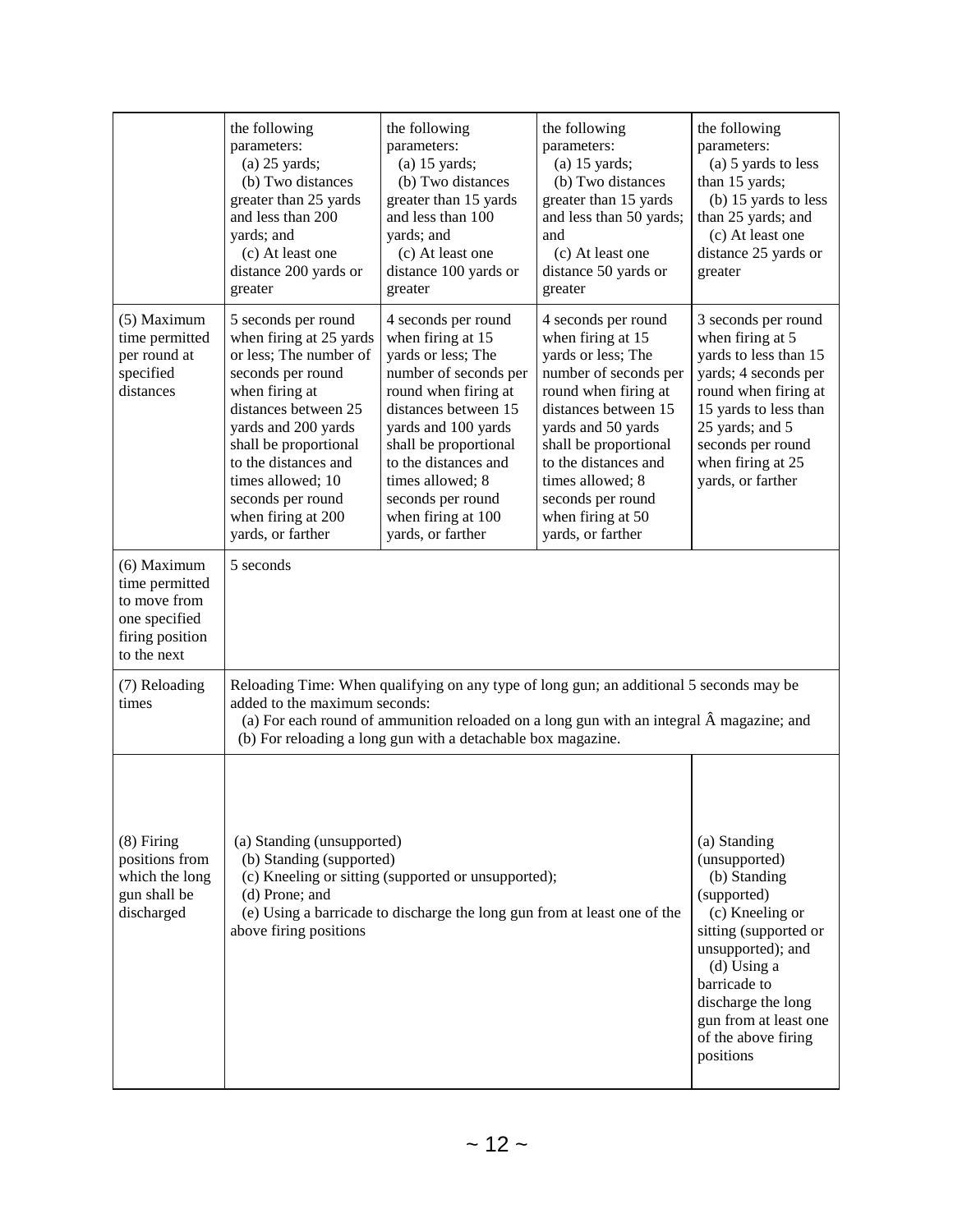| | | | | |
|---|---|---|---|---|
| | the following parameters: (a) 25 yards; (b) Two distances greater than 25 yards and less than 200 yards; and (c) At least one distance 200 yards or greater | the following parameters: (a) 15 yards; (b) Two distances greater than 15 yards and less than 100 yards; and (c) At least one distance 100 yards or greater | the following parameters: (a) 15 yards; (b) Two distances greater than 15 yards and less than 50 yards; and (c) At least one distance 50 yards or greater | the following parameters: (a) 5 yards to less than 15 yards; (b) 15 yards to less than 25 yards; and (c) At least one distance 25 yards or greater |
| (5) Maximum time permitted per round at specified distances | 5 seconds per round when firing at 25 yards or less; The number of seconds per round when firing at distances between 25 yards and 200 yards shall be proportional to the distances and times allowed; 10 seconds per round when firing at 200 yards, or farther | 4 seconds per round when firing at 15 yards or less; The number of seconds per round when firing at distances between 15 yards and 100 yards shall be proportional to the distances and times allowed; 8 seconds per round when firing at 100 yards, or farther | 4 seconds per round when firing at 15 yards or less; The number of seconds per round when firing at distances between 15 yards and 50 yards shall be proportional to the distances and times allowed; 8 seconds per round when firing at 50 yards, or farther | 3 seconds per round when firing at 5 yards to less than 15 yards; 4 seconds per round when firing at 15 yards to less than 25 yards; and 5 seconds per round when firing at 25 yards, or farther |
| (6) Maximum time permitted to move from one specified firing position to the next | 5 seconds | | | |
| (7) Reloading times | Reloading Time: When qualifying on any type of long gun; an additional 5 seconds may be added to the maximum seconds: (a) For each round of ammunition reloaded on a long gun with an integral Â magazine; and (b) For reloading a long gun with a detachable box magazine. | | | |
| (8) Firing positions from which the long gun shall be discharged | (a) Standing (unsupported) (b) Standing (supported) (c) Kneeling or sitting (supported or unsupported); (d) Prone; and (e) Using a barricade to discharge the long gun from at least one of the above firing positions | | | (a) Standing (unsupported) (b) Standing (supported) (c) Kneeling or sitting (supported or unsupported); and (d) Using a barricade to discharge the long gun from at least one of the above firing positions |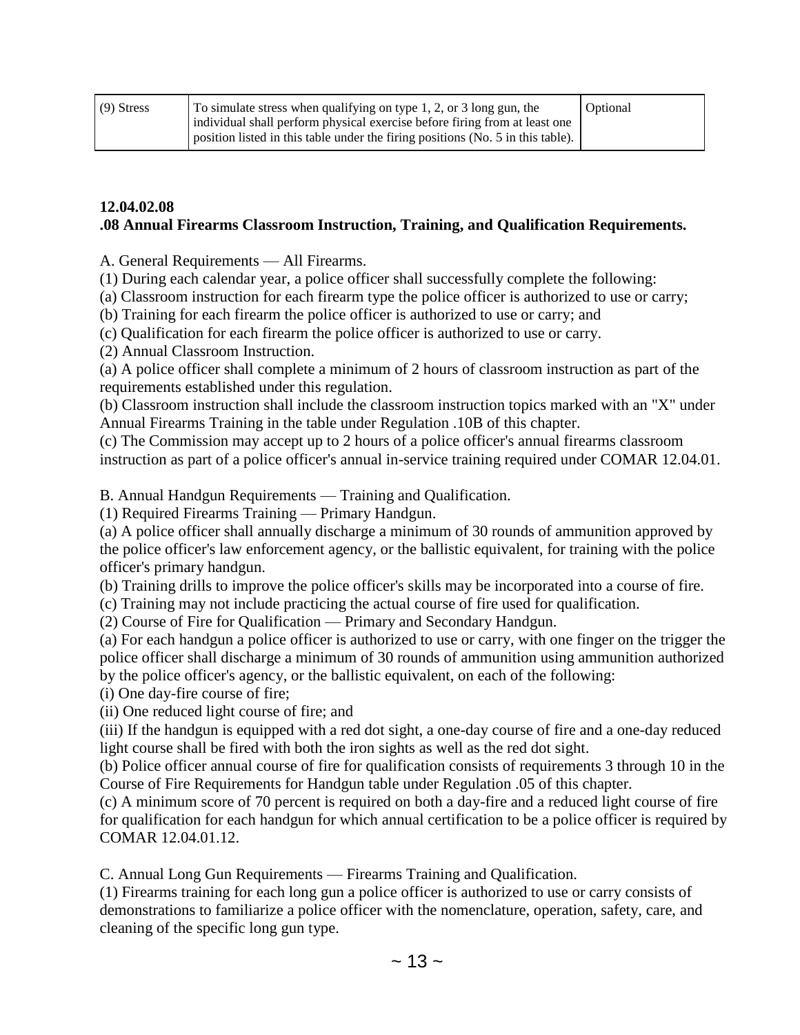| (9) Stress | To simulate stress when qualifying on type 1, 2, or 3 long gun, the individual shall perform physical exercise before firing from at least one position listed in this table under the firing positions (No. 5 in this table). | Optional |
|---|---|---|

**12.04.02.08**
**.08 Annual Firearms Classroom Instruction, Training, and Qualification Requirements.**

A. General Requirements — All Firearms.

(1) During each calendar year, a police officer shall successfully complete the following:

(a) Classroom instruction for each firearm type the police officer is authorized to use or carry;

(b) Training for each firearm the police officer is authorized to use or carry; and

(c) Qualification for each firearm the police officer is authorized to use or carry.

(2) Annual Classroom Instruction.

(a) A police officer shall complete a minimum of 2 hours of classroom instruction as part of the requirements established under this regulation.

(b) Classroom instruction shall include the classroom instruction topics marked with an "X" under Annual Firearms Training in the table under Regulation .10B of this chapter.

(c) The Commission may accept up to 2 hours of a police officer's annual firearms classroom instruction as part of a police officer's annual in-service training required under COMAR 12.04.01.

B. Annual Handgun Requirements — Training and Qualification.

(1) Required Firearms Training — Primary Handgun.

(a) A police officer shall annually discharge a minimum of 30 rounds of ammunition approved by the police officer's law enforcement agency, or the ballistic equivalent, for training with the police officer's primary handgun.

(b) Training drills to improve the police officer's skills may be incorporated into a course of fire.

(c) Training may not include practicing the actual course of fire used for qualification.

(2) Course of Fire for Qualification — Primary and Secondary Handgun.

(a) For each handgun a police officer is authorized to use or carry, with one finger on the trigger the police officer shall discharge a minimum of 30 rounds of ammunition using ammunition authorized by the police officer's agency, or the ballistic equivalent, on each of the following:

(i) One day-fire course of fire;

(ii) One reduced light course of fire; and

(iii) If the handgun is equipped with a red dot sight, a one-day course of fire and a one-day reduced light course shall be fired with both the iron sights as well as the red dot sight.

(b) Police officer annual course of fire for qualification consists of requirements 3 through 10 in the Course of Fire Requirements for Handgun table under Regulation .05 of this chapter.

(c) A minimum score of 70 percent is required on both a day-fire and a reduced light course of fire for qualification for each handgun for which annual certification to be a police officer is required by COMAR 12.04.01.12.

C. Annual Long Gun Requirements — Firearms Training and Qualification.

(1) Firearms training for each long gun a police officer is authorized to use or carry consists of demonstrations to familiarize a police officer with the nomenclature, operation, safety, care, and cleaning of the specific long gun type.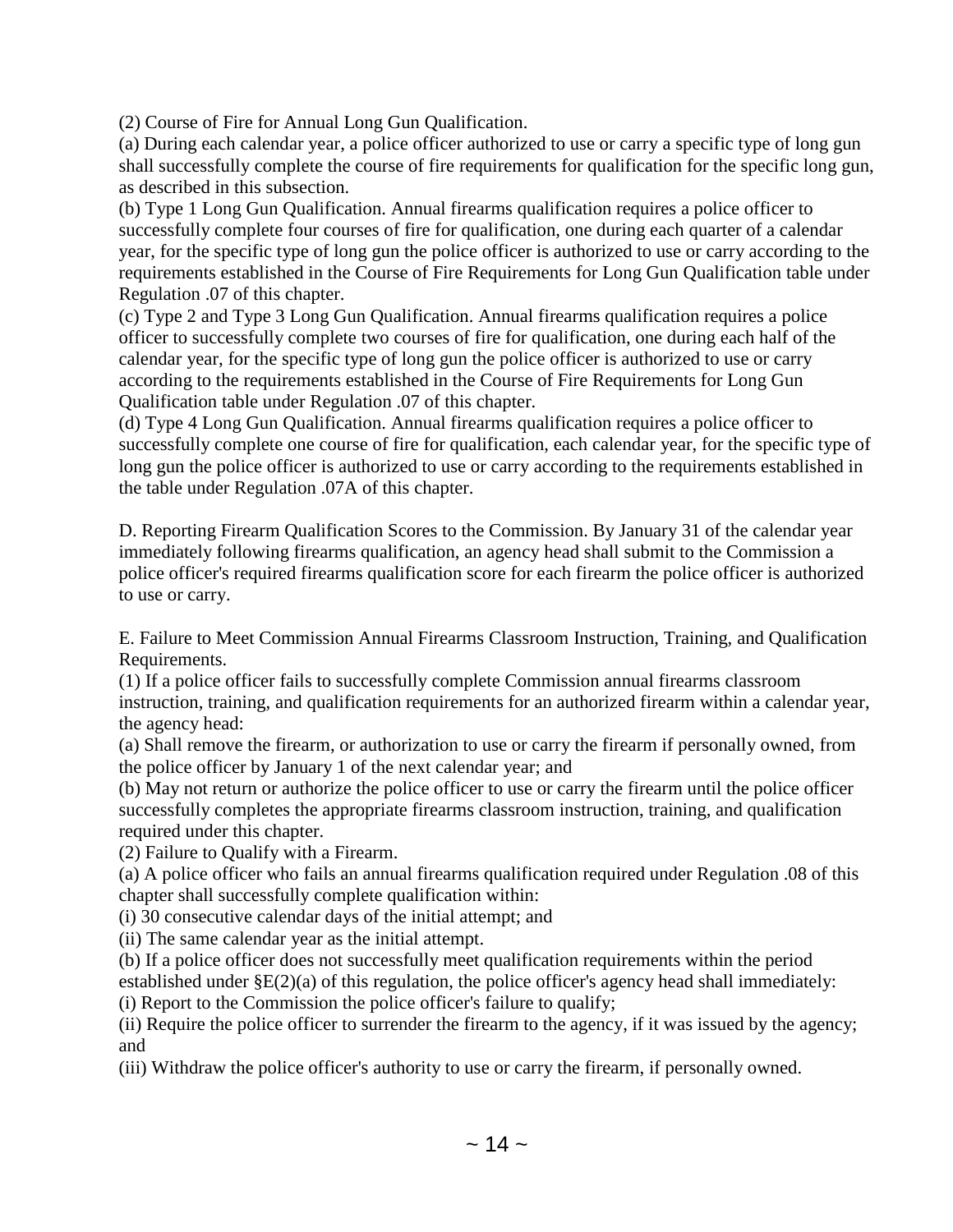(2) Course of Fire for Annual Long Gun Qualification.

(a) During each calendar year, a police officer authorized to use or carry a specific type of long gun shall successfully complete the course of fire requirements for qualification for the specific long gun, as described in this subsection.

(b) Type 1 Long Gun Qualification. Annual firearms qualification requires a police officer to successfully complete four courses of fire for qualification, one during each quarter of a calendar year, for the specific type of long gun the police officer is authorized to use or carry according to the requirements established in the Course of Fire Requirements for Long Gun Qualification table under Regulation .07 of this chapter.

(c) Type 2 and Type 3 Long Gun Qualification. Annual firearms qualification requires a police officer to successfully complete two courses of fire for qualification, one during each half of the calendar year, for the specific type of long gun the police officer is authorized to use or carry according to the requirements established in the Course of Fire Requirements for Long Gun Qualification table under Regulation .07 of this chapter.

(d) Type 4 Long Gun Qualification. Annual firearms qualification requires a police officer to successfully complete one course of fire for qualification, each calendar year, for the specific type of long gun the police officer is authorized to use or carry according to the requirements established in the table under Regulation .07A of this chapter.

D. Reporting Firearm Qualification Scores to the Commission. By January 31 of the calendar year immediately following firearms qualification, an agency head shall submit to the Commission a police officer's required firearms qualification score for each firearm the police officer is authorized to use or carry.

E. Failure to Meet Commission Annual Firearms Classroom Instruction, Training, and Qualification Requirements.

(1) If a police officer fails to successfully complete Commission annual firearms classroom instruction, training, and qualification requirements for an authorized firearm within a calendar year, the agency head:

(a) Shall remove the firearm, or authorization to use or carry the firearm if personally owned, from the police officer by January 1 of the next calendar year; and

(b) May not return or authorize the police officer to use or carry the firearm until the police officer successfully completes the appropriate firearms classroom instruction, training, and qualification required under this chapter.

(2) Failure to Qualify with a Firearm.

(a) A police officer who fails an annual firearms qualification required under Regulation .08 of this chapter shall successfully complete qualification within:

(i) 30 consecutive calendar days of the initial attempt; and

(ii) The same calendar year as the initial attempt.

(b) If a police officer does not successfully meet qualification requirements within the period established under §E(2)(a) of this regulation, the police officer's agency head shall immediately:

(i) Report to the Commission the police officer's failure to qualify;

(ii) Require the police officer to surrender the firearm to the agency, if it was issued by the agency; and

(iii) Withdraw the police officer's authority to use or carry the firearm, if personally owned.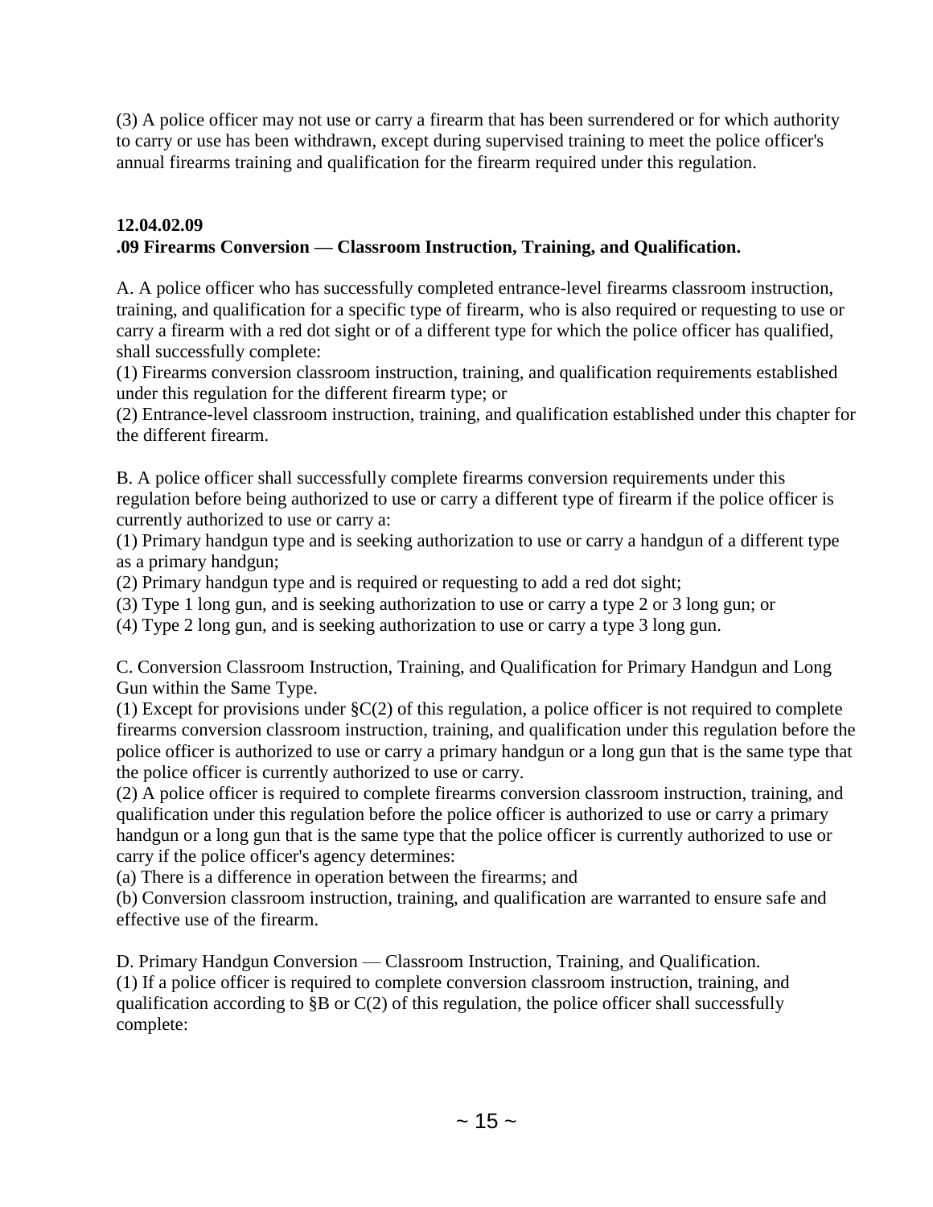(3) A police officer may not use or carry a firearm that has been surrendered or for which authority to carry or use has been withdrawn, except during supervised training to meet the police officer's annual firearms training and qualification for the firearm required under this regulation.

**12.04.02.09**
**.09 Firearms Conversion — Classroom Instruction, Training, and Qualification.**

A. A police officer who has successfully completed entrance-level firearms classroom instruction, training, and qualification for a specific type of firearm, who is also required or requesting to use or carry a firearm with a red dot sight or of a different type for which the police officer has qualified, shall successfully complete:
(1) Firearms conversion classroom instruction, training, and qualification requirements established under this regulation for the different firearm type; or
(2) Entrance-level classroom instruction, training, and qualification established under this chapter for the different firearm.

B. A police officer shall successfully complete firearms conversion requirements under this regulation before being authorized to use or carry a different type of firearm if the police officer is currently authorized to use or carry a:
(1) Primary handgun type and is seeking authorization to use or carry a handgun of a different type as a primary handgun;
(2) Primary handgun type and is required or requesting to add a red dot sight;
(3) Type 1 long gun, and is seeking authorization to use or carry a type 2 or 3 long gun; or
(4) Type 2 long gun, and is seeking authorization to use or carry a type 3 long gun.

C. Conversion Classroom Instruction, Training, and Qualification for Primary Handgun and Long Gun within the Same Type.
(1) Except for provisions under §C(2) of this regulation, a police officer is not required to complete firearms conversion classroom instruction, training, and qualification under this regulation before the police officer is authorized to use or carry a primary handgun or a long gun that is the same type that the police officer is currently authorized to use or carry.
(2) A police officer is required to complete firearms conversion classroom instruction, training, and qualification under this regulation before the police officer is authorized to use or carry a primary handgun or a long gun that is the same type that the police officer is currently authorized to use or carry if the police officer's agency determines:
(a) There is a difference in operation between the firearms; and
(b) Conversion classroom instruction, training, and qualification are warranted to ensure safe and effective use of the firearm.

D. Primary Handgun Conversion — Classroom Instruction, Training, and Qualification.
(1) If a police officer is required to complete conversion classroom instruction, training, and qualification according to §B or C(2) of this regulation, the police officer shall successfully complete: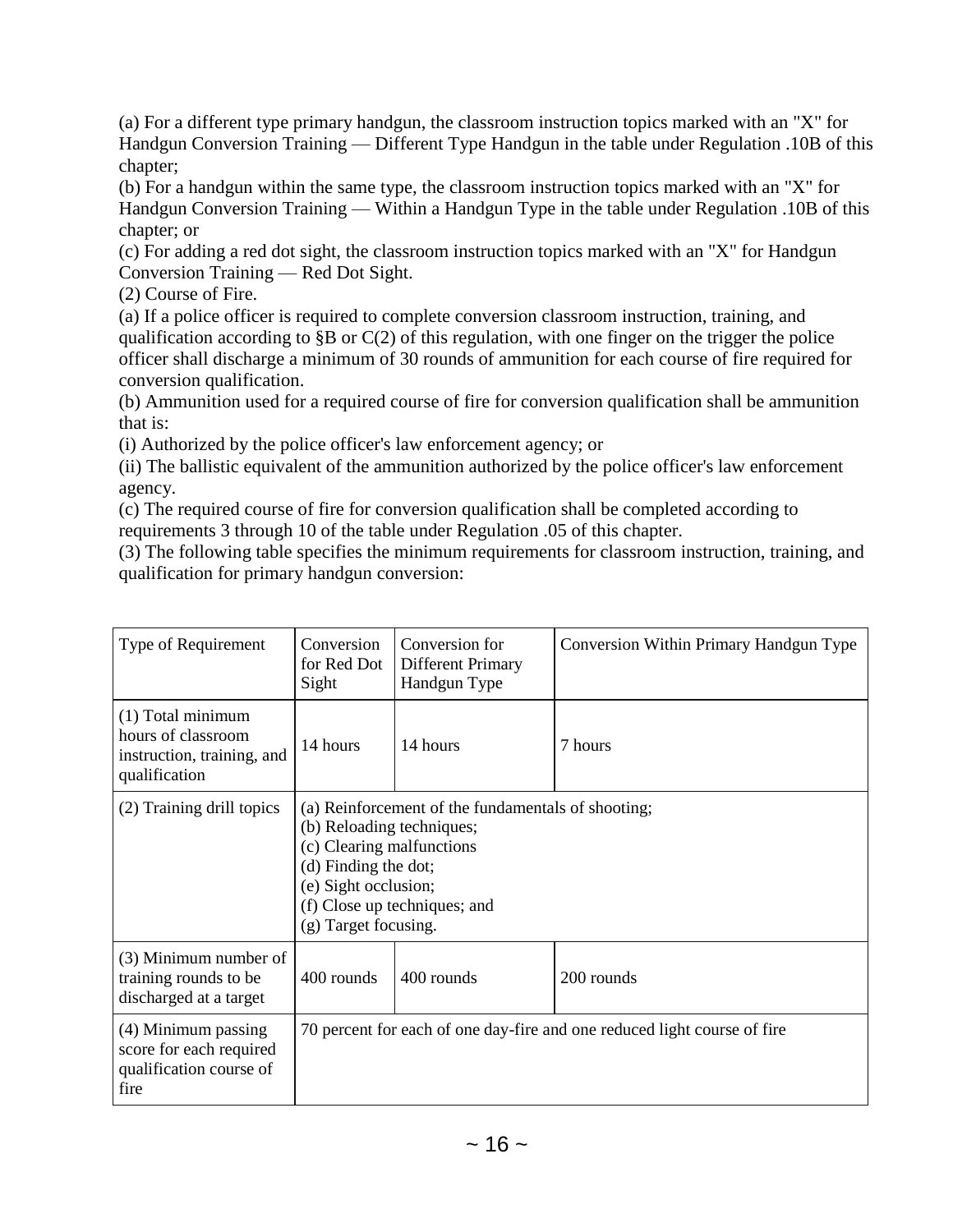(a) For a different type primary handgun, the classroom instruction topics marked with an "X" for Handgun Conversion Training — Different Type Handgun in the table under Regulation .10B of this chapter;
(b) For a handgun within the same type, the classroom instruction topics marked with an "X" for Handgun Conversion Training — Within a Handgun Type in the table under Regulation .10B of this chapter; or
(c) For adding a red dot sight, the classroom instruction topics marked with an "X" for Handgun Conversion Training — Red Dot Sight.
(2) Course of Fire.
(a) If a police officer is required to complete conversion classroom instruction, training, and qualification according to §B or C(2) of this regulation, with one finger on the trigger the police officer shall discharge a minimum of 30 rounds of ammunition for each course of fire required for conversion qualification.
(b) Ammunition used for a required course of fire for conversion qualification shall be ammunition that is:
(i) Authorized by the police officer's law enforcement agency; or
(ii) The ballistic equivalent of the ammunition authorized by the police officer's law enforcement agency.
(c) The required course of fire for conversion qualification shall be completed according to requirements 3 through 10 of the table under Regulation .05 of this chapter.
(3) The following table specifies the minimum requirements for classroom instruction, training, and qualification for primary handgun conversion:

| Type of Requirement | Conversion for Red Dot Sight | Conversion for Different Primary Handgun Type | Conversion Within Primary Handgun Type |
|---|---|---|---|
| (1) Total minimum hours of classroom instruction, training, and qualification | 14 hours | 14 hours | 7 hours |
| (2) Training drill topics | (a) Reinforcement of the fundamentals of shooting;<br>(b) Reloading techniques;<br>(c) Clearing malfunctions<br>(d) Finding the dot;<br>(e) Sight occlusion;<br>(f) Close up techniques; and<br>(g) Target focusing. | | |
| (3) Minimum number of training rounds to be discharged at a target | 400 rounds | 400 rounds | 200 rounds |
| (4) Minimum passing score for each required qualification course of fire | 70 percent for each of one day-fire and one reduced light course of fire | | |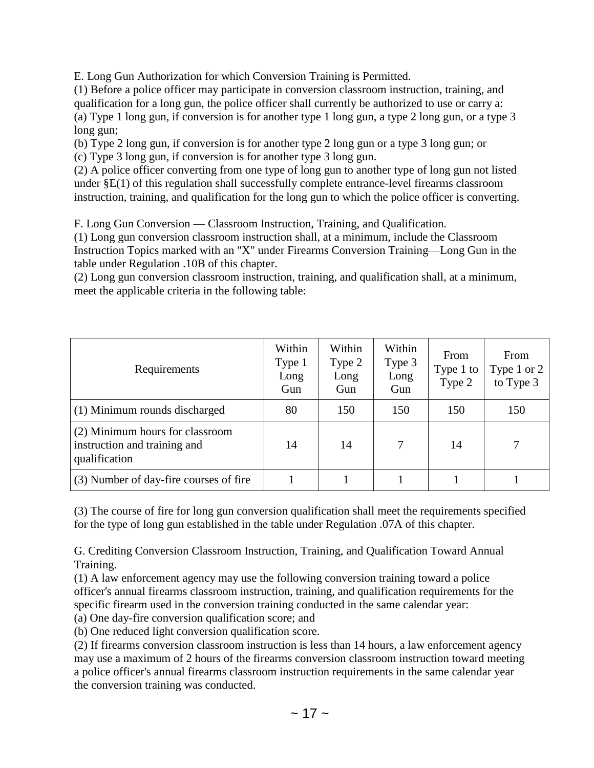E. Long Gun Authorization for which Conversion Training is Permitted.

(1) Before a police officer may participate in conversion classroom instruction, training, and qualification for a long gun, the police officer shall currently be authorized to use or carry a:

(a) Type 1 long gun, if conversion is for another type 1 long gun, a type 2 long gun, or a type 3 long gun;

(b) Type 2 long gun, if conversion is for another type 2 long gun or a type 3 long gun; or

(c) Type 3 long gun, if conversion is for another type 3 long gun.

(2) A police officer converting from one type of long gun to another type of long gun not listed under §E(1) of this regulation shall successfully complete entrance-level firearms classroom instruction, training, and qualification for the long gun to which the police officer is converting.

F. Long Gun Conversion — Classroom Instruction, Training, and Qualification.

(1) Long gun conversion classroom instruction shall, at a minimum, include the Classroom Instruction Topics marked with an "X" under Firearms Conversion Training—Long Gun in the table under Regulation .10B of this chapter.

(2) Long gun conversion classroom instruction, training, and qualification shall, at a minimum, meet the applicable criteria in the following table:

| Requirements | Within Type 1 Long Gun | Within Type 2 Long Gun | Within Type 3 Long Gun | From Type 1 to Type 2 | From Type 1 or 2 to Type 3 |
|---|---|---|---|---|---|
| (1) Minimum rounds discharged | 80 | 150 | 150 | 150 | 150 |
| (2) Minimum hours for classroom instruction and training and qualification | 14 | 14 | 7 | 14 | 7 |
| (3) Number of day-fire courses of fire | 1 | 1 | 1 | 1 | 1 |

(3) The course of fire for long gun conversion qualification shall meet the requirements specified for the type of long gun established in the table under Regulation .07A of this chapter.

G. Crediting Conversion Classroom Instruction, Training, and Qualification Toward Annual Training.

(1) A law enforcement agency may use the following conversion training toward a police officer's annual firearms classroom instruction, training, and qualification requirements for the specific firearm used in the conversion training conducted in the same calendar year:

(a) One day-fire conversion qualification score; and

(b) One reduced light conversion qualification score.

(2) If firearms conversion classroom instruction is less than 14 hours, a law enforcement agency may use a maximum of 2 hours of the firearms conversion classroom instruction toward meeting a police officer's annual firearms classroom instruction requirements in the same calendar year the conversion training was conducted.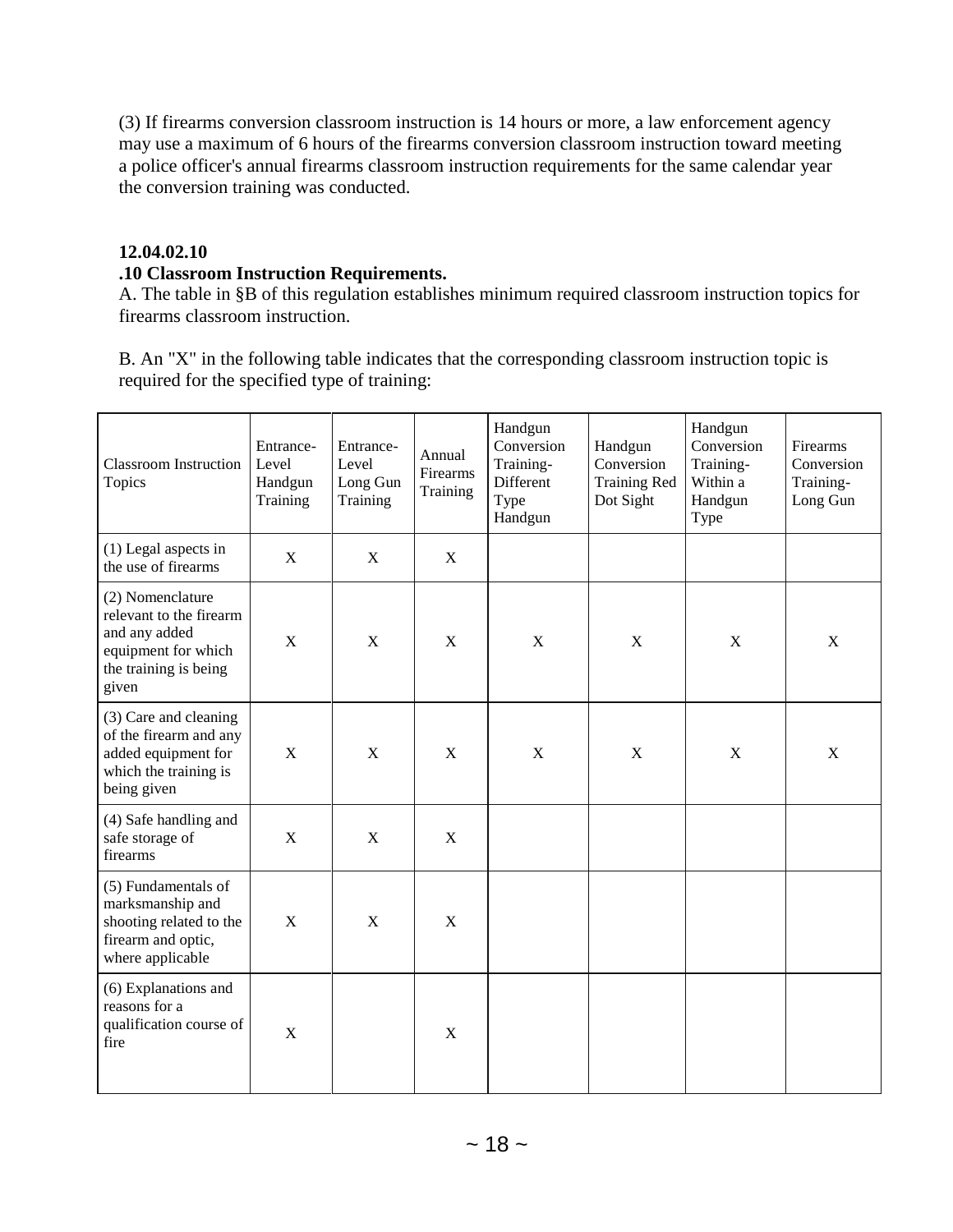(3) If firearms conversion classroom instruction is 14 hours or more, a law enforcement agency may use a maximum of 6 hours of the firearms conversion classroom instruction toward meeting a police officer's annual firearms classroom instruction requirements for the same calendar year the conversion training was conducted.

**12.04.02.10**

**.10 Classroom Instruction Requirements.**

A. The table in §B of this regulation establishes minimum required classroom instruction topics for firearms classroom instruction.

B. An "X" in the following table indicates that the corresponding classroom instruction topic is required for the specified type of training:

| Classroom Instruction Topics | Entrance-Level Handgun Training | Entrance-Level Long Gun Training | Annual Firearms Training | Handgun Conversion Training-Different Type Handgun | Handgun Conversion Training Red Dot Sight | Handgun Conversion Training-Within a Handgun Type | Firearms Conversion Training-Long Gun |
|---|---|---|---|---|---|---|---|
| (1) Legal aspects in the use of firearms | X | X | X | | | | |
| (2) Nomenclature relevant to the firearm and any added equipment for which the training is being given | X | X | X | X | X | X | X |
| (3) Care and cleaning of the firearm and any added equipment for which the training is being given | X | X | X | X | X | X | X |
| (4) Safe handling and safe storage of firearms | X | X | X | | | | |
| (5) Fundamentals of marksmanship and shooting related to the firearm and optic, where applicable | X | X | X | | | | |
| (6) Explanations and reasons for a qualification course of fire | X | | X | | | | |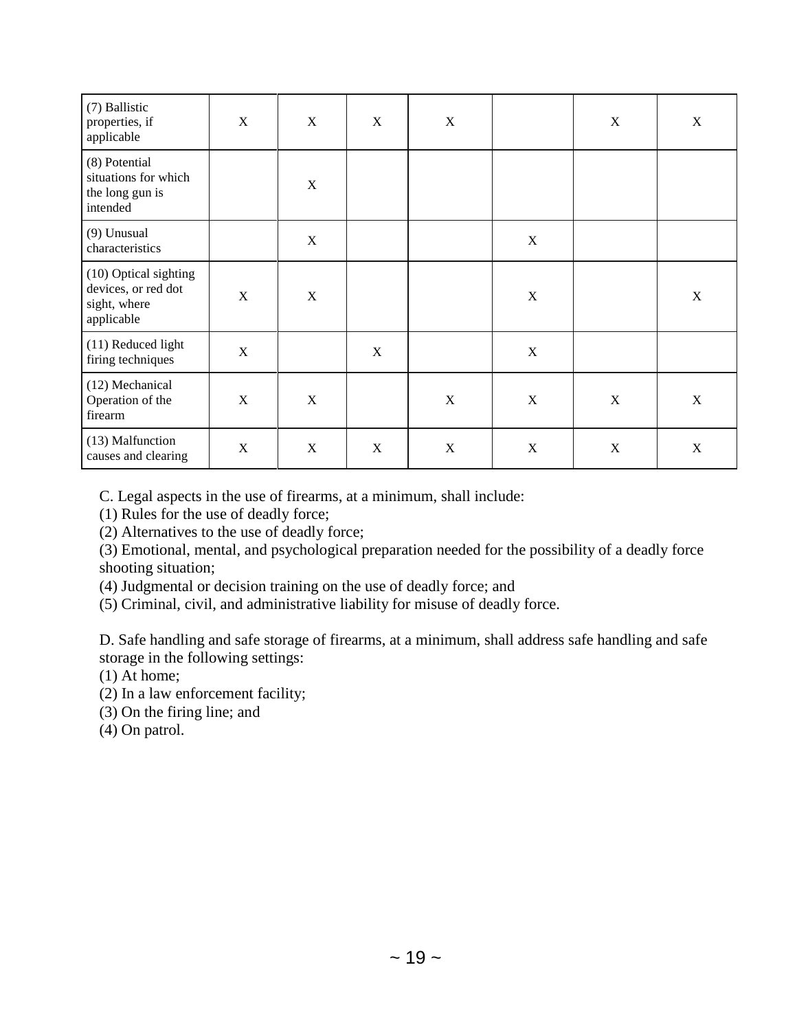| | | | | | | | |
|---|---|---|---|---|---|---|---|
| (7) Ballistic properties, if applicable | X | X | X | X | | X | X |
| (8) Potential situations for which the long gun is intended | | X | | | | | |
| (9) Unusual characteristics | | X | | | X | | |
| (10) Optical sighting devices, or red dot sight, where applicable | X | X | | | X | | X |
| (11) Reduced light firing techniques | X | | X | | X | | |
| (12) Mechanical Operation of the firearm | X | X | | X | X | X | X |
| (13) Malfunction causes and clearing | X | X | X | X | X | X | X |

C. Legal aspects in the use of firearms, at a minimum, shall include:
(1) Rules for the use of deadly force;
(2) Alternatives to the use of deadly force;
(3) Emotional, mental, and psychological preparation needed for the possibility of a deadly force shooting situation;
(4) Judgmental or decision training on the use of deadly force; and
(5) Criminal, civil, and administrative liability for misuse of deadly force.

D. Safe handling and safe storage of firearms, at a minimum, shall address safe handling and safe storage in the following settings:
(1) At home;
(2) In a law enforcement facility;
(3) On the firing line; and
(4) On patrol.